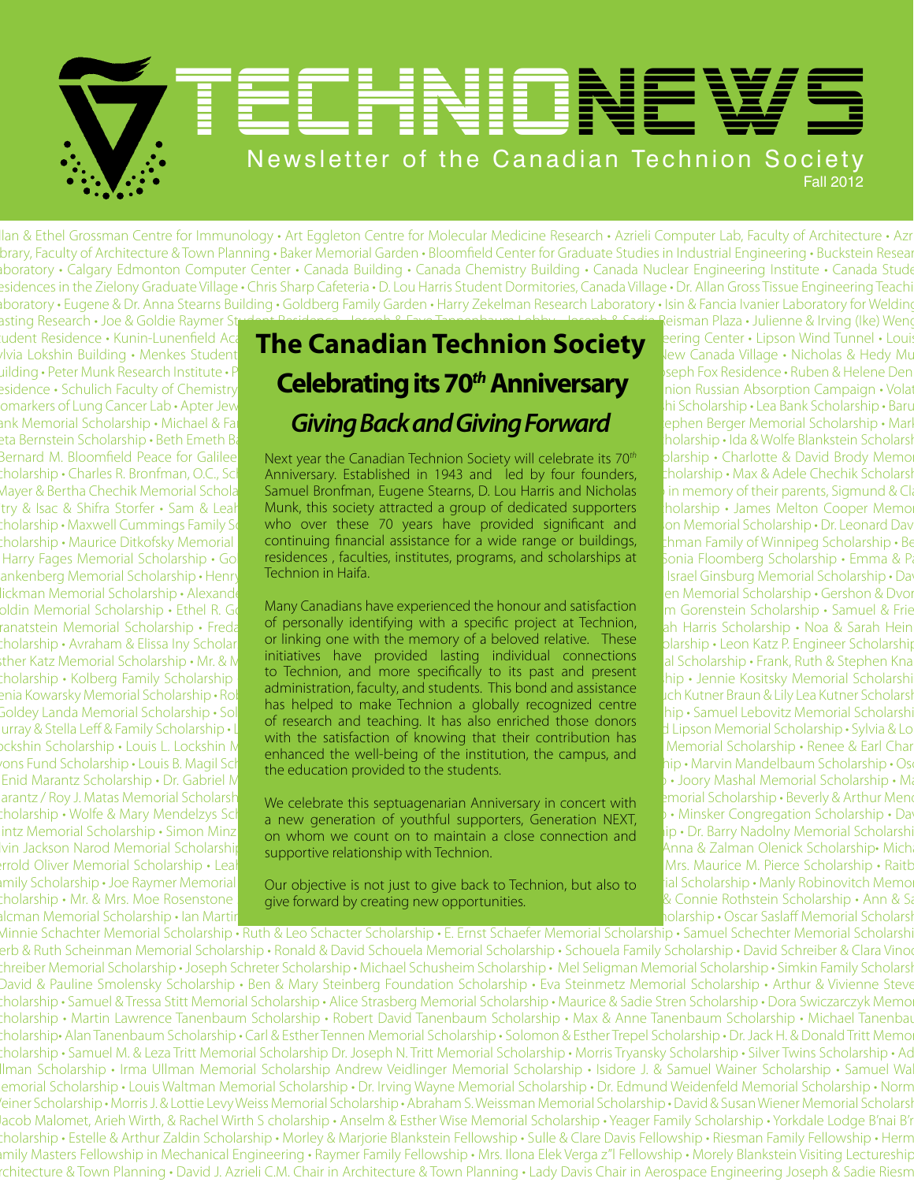# TECHNIONEWS

Newsletter of the Canadian Technion Society

Fall 2012

## The Canadian Technion Society Celebrating its 70th Anniversary

### *Giving Back and Giving Forward*

Next year the Canadian Technion Society will celebrate its 70th Anniversary. Established in 1943 and led by four founders, Samuel Bronfman, Eugene Stearns, D. Lou Harris and Nicholas Munk, this society attracted a group of dedicated supporters who over these 70 years have provided significant and continuing financial assistance for a wide range or buildings, residences , faculties, institutes, programs, and scholarships at Technion in Haifa.

Many Canadians have experienced the honour and satisfaction of personally identifying with a specific project at Technion, or linking one with the memory of a beloved relative. These initiatives have provided lasting individual connections to Technion, and more specifically to its past and present administration, faculty, and students. This bond and assistance has helped to make Technion a globally recognized centre of research and teaching. It has also enriched those donors with the satisfaction of knowing that their contribution has enhanced the well-being of the institution, the campus, and the education provided to the students.

We celebrate this septuagenarian Anniversary in concert with a new generation of youthful supporters, Generation NEXT, on whom we count on to maintain a close connection and supportive relationship with Technion.

Our objective is not just to give back to Technion, but also to give forward by creating new opportunities.

llan & Ethel Grossman Centre for Immunology • Art Eggleton Centre for Molecular Medicine Research • Azrieli Computer Lab, Faculty of Architecture • Azr brary, Faculty of Architecture & Town Planning • Baker Memorial Garden • Bloomfield Center for Graduate Studies in Industrial Engineering • Buckstein Resear aboratory • Calgary Edmonton Computer Center • Canada Building • Canada Chemistry Building • Canada Nuclear Engineering Institute • Canada Stude esidences in the Zielony Graduate Village • Chris Sharp Cafeteria • D. Lou Harris Student Dormitories, Canada Village • Dr. Allan Gross Tissue Engineering Teachi aboratory • Eugene & Dr. Anna Stearns Building • Goldberg Family Garden • Harry Zekelman Research Laboratory • Isin & Fancia Ivanier Laboratory for Welding asting Research • Joe & Goldie Raymer St... Reisman Plaza • Julienne & Irving (Ike) Weng udent Residence • Kunin-Lunenfeld Aca... eering Center • Lipson Wind Tunnel • Louis lvia Lokshin Building • Menkes Student... New Canada Village • Nicholas & Hedy Mu uilding • Peter Munk Research Institute • P... seph Fox Residence • Ruben & Helene Den esidence • Schulich Faculty of Chemistry... nion Russian Absorption Campaign • Volat omarkers of Lung Cancer Lab • Apter Jew... hi Scholarship • Lea Bank Scholarship • Baru ank Memorial Scholarship • Michael & Fa... ephen Berger Memorial Scholarship • Mark eta Bernstein Scholarship • Beth Emeth B... holarship • Ida & Wolfe Blankstein Scholarsh Bernard M. Bloomfield Peace for Galilee... olarship • Charlotte & David Brody Memor cholarship • Charles R. Bronfman, O.C., Sc... cholarship • Max & Adele Chechik Scholarsh Mayer & Bertha Chechik Memorial Schola... in memory of their parents, Sigmund & Cla try & Isac & Shifra Storfer • Sam & Leah... holarship • James Melton Cooper Memor cholarship • Maxwell Cummings Family S... on Memorial Scholarship • Dr. Leonard Dav cholarship • Maurice Ditkofsky Memorial... chman Family of Winnipeg Scholarship • Be Harry Fages Memorial Scholarship • Go... Sonia Floomberg Scholarship • Emma & Pa ankenberg Memorial Scholarship • Henry... Israel Ginsburg Memorial Scholarship • Dav ickman Memorial Scholarship • Alexand... en Memorial Scholarship • Gershon & Dvor oldin Memorial Scholarship • Ethel R. G... m Gorenstein Scholarship • Samuel & Frie ranatstein Memorial Scholarship • Freda... ah Harris Scholarship • Noa & Sarah Hein cholarship • Avraham & Elissa Iny Scholar... olarship • Leon Katz P. Engineer Scholarship sther Katz Memorial Scholarship • Mr. & M... al Scholarship • Frank, Ruth & Stephen Kna cholarship • Kolberg Family Scholarship... hip • Jennie Kositsky Memorial Scholarshi enia Kowarsky Memorial Scholarship • Ro... uch Kutner Braun & Lily Lea Kutner Scholarsh Goldey Landa Memorial Scholarship • Sol... hip • Samuel Lebovitz Memorial Scholarshi urray & Stella Leff & Family Scholarship • L... d Lipson Memorial Scholarship • Sylvia & Lo ockshin Scholarship • Louis L. Lockshin M... Memorial Scholarship • Renee & Earl Char yons Fund Scholarship • Louis B. Magil Sch... hip • Marvin Mandelbaum Scholarship • Osc Enid Marantz Scholarship • Dr. Gabriel M... • Joory Mashal Memorial Scholarship • Ma arantz / Roy J. Matas Memorial Scholarsh... emorial Scholarship • Beverly & Arthur Mend cholarship • Wolfe & Mary Mendelzys Sch... • Minsker Congregation Scholarship • Dav intz Memorial Scholarship • Simon Minz... ip • Dr. Barry Nadolny Memorial Scholarshi vin Jackson Narod Memorial Scholarship... Anna & Zalman Olenick Scholarship • Micha errold Oliver Memorial Scholarship • Lea... Mrs. Maurice M. Pierce Scholarship • Raitb amily Scholarship • Joe Raymer Memorial... ial Scholarship • Manly Robinovitch Memor cholarship • Mr. & Mrs. Moe Rosenstone... & Connie Rothstein Scholarship • Ann & Sa alcman Memorial Scholarship • Ian Martin... holarship • Oscar Saslaff Memorial Scholarsh Minnie Schachter Memorial Scholarship • Ruth & Leo Schacter Scholarship • E. Ernst Schaefer Memorial Scholarship • Samuel Schechter Memorial Scholarshi erb & Ruth Scheinman Memorial Scholarship • Ronald & David Schouela Memorial Scholarship • Schouela Family Scholarship • David Schreiber & Clara Vinoc chreiber Memorial Scholarship • Joseph Schreter Scholarship • Michael Schusheim Scholarship • Mel Seligman Memorial Scholarship • Simkin Family Scholarsh David & Pauline Smolensky Scholarship • Ben & Mary Steinberg Foundation Scholarship • Eva Steinmetz Memorial Scholarship • Arthur & Vivienne Steve cholarship • Samuel & Tressa Stitt Memorial Scholarship • Alice Strasberg Memorial Scholarship • Maurice & Sadie Stren Scholarship • Dora Swiczarczyk Memo cholarship • Martin Lawrence Tanenbaum Scholarship • Robert David Tanenbaum Scholarship • Max & Anne Tanenbaum Scholarship • Michael Tanenbau cholarship • Alan Tanenbaum Scholarship • Carl & Esther Tennen Memorial Scholarship • Solomon & Esther Trepel Scholarship • Dr. Jack H. & Donald Tritt Memo cholarship • Samuel M. & Leza Tritt Memorial Scholarship Dr. Joseph N. Tritt Memorial Scholarship • Morris Tryansky Scholarship • Silver Twins Scholarship • Ad llman Scholarship • Irma Ullman Memorial Scholarship Andrew Veidlinger Memorial Scholarship • Isidore J. & Samuel Wainer Scholarship • Samuel Wal emorial Scholarship • Louis Waltman Memorial Scholarship • Dr. Irving Wayne Memorial Scholarship • Dr. Edmund Weidenfeld Memorial Scholarship • Norm einer Scholarship • Morris J. & Lottie Levy Weiss Memorial Scholarship • Abraham S. Weissman Memorial Scholarship • David & Susan Wiener Memorial Scholarsh acob Malomet, Arieh Wirth, & Rachel Wirth S cholarship • Anselm & Esther Wise Memorial Scholarship • Yeager Family Scholarship • Yorkdale Lodge B'nai B'r cholarship • Estelle & Arthur Zaldin Scholarship • Morley & Marjorie Blankstein Fellowship • Sulle & Clare Davis Fellowship • Riesman Family Fellowship • Herm amily Masters Fellowship in Mechanical Engineering • Raymer Family Fellowship • Mrs. Ilona Elek Verga z"l Fellowship • Morely Blankstein Visiting Lectureship rchitecture & Town Planning • David J. Azrieli C.M. Chair in Architecture & Town Planning • Lady Davis Chair in Aerospace Engineering Joseph & Sadie Riesm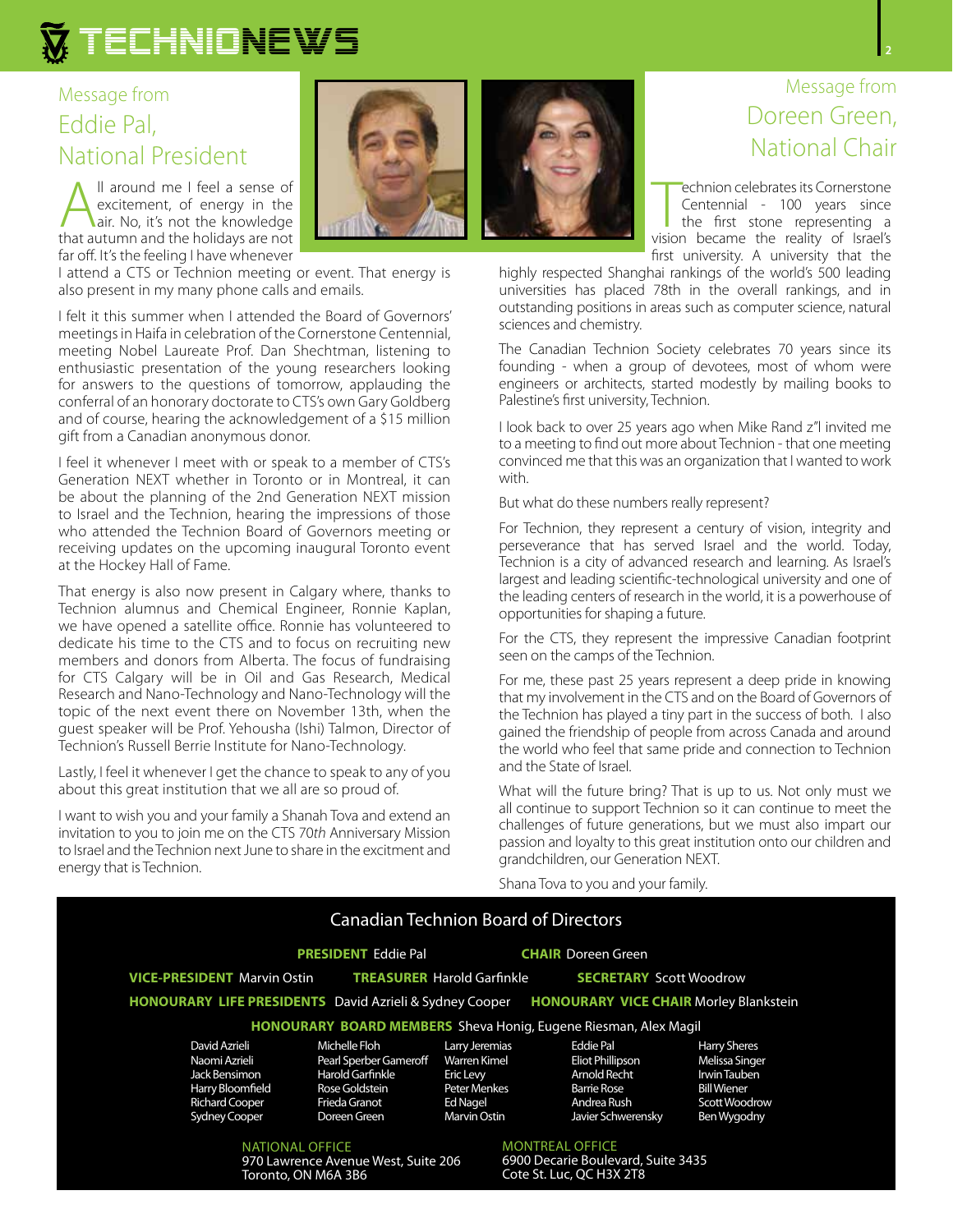## Message from Eddie Pal, National President

All around me I feel a sense of excitement, of energy in the air. No, it's not the knowledge that autumn and the holidays are not far off. It's the feeling I have whenever I attend a CTS or Technion meeting or event. That energy is also present in my many phone calls and emails.

I felt it this summer when I attended the Board of Governors' meetings in Haifa in celebration of the Cornerstone Centennial, meeting Nobel Laureate Prof. Dan Shechtman, listening to enthusiastic presentation of the young researchers looking for answers to the questions of tomorrow, applauding the conferral of an honorary doctorate to CTS's own Gary Goldberg and of course, hearing the acknowledgement of a $15 million gift from a Canadian anonymous donor.

I feel it whenever I meet with or speak to a member of CTS's Generation NEXT whether in Toronto or in Montreal, it can be about the planning of the 2nd Generation NEXT mission to Israel and the Technion, hearing the impressions of those who attended the Technion Board of Governors meeting or receiving updates on the upcoming inaugural Toronto event at the Hockey Hall of Fame.

That energy is also now present in Calgary where, thanks to Technion alumnus and Chemical Engineer, Ronnie Kaplan, we have opened a satellite office. Ronnie has volunteered to dedicate his time to the CTS and to focus on recruiting new members and donors from Alberta. The focus of fundraising for CTS Calgary will be in Oil and Gas Research, Medical Research and Nano-Technology and Nano-Technology will the topic of the next event there on November 13th, when the guest speaker will be Prof. Yehousha (Ishi) Talmon, Director of Technion's Russell Berrie Institute for Nano-Technology.

Lastly, I feel it whenever I get the chance to speak to any of you about this great institution that we all are so proud of.

I want to wish you and your family a Shanah Tova and extend an invitation to you to join me on the CTS 70*th* Anniversary Mission to Israel and the Technion next June to share in the excitment and energy that is Technion.

## Message from Doreen Green, National Chair

Technion celebrates its Cornerstone Centennial - 100 years since the first stone representing a vision became the reality of Israel's first university. A university that the highly respected Shanghai rankings of the world's 500 leading universities has placed 78th in the overall rankings, and in outstanding positions in areas such as computer science, natural sciences and chemistry.

The Canadian Technion Society celebrates 70 years since its founding - when a group of devotees, most of whom were engineers or architects, started modestly by mailing books to Palestine's first university, Technion.

I look back to over 25 years ago when Mike Rand z"l invited me to a meeting to find out more about Technion - that one meeting convinced me that this was an organization that I wanted to work with.

But what do these numbers really represent?

For Technion, they represent a century of vision, integrity and perseverance that has served Israel and the world. Today, Technion is a city of advanced research and learning. As Israel's largest and leading scientific-technological university and one of the leading centers of research in the world, it is a powerhouse of opportunities for shaping a future.

For the CTS, they represent the impressive Canadian footprint seen on the camps of the Technion.

For me, these past 25 years represent a deep pride in knowing that my involvement in the CTS and on the Board of Governors of the Technion has played a tiny part in the success of both. I also gained the friendship of people from across Canada and around the world who feel that same pride and connection to Technion and the State of Israel.

What will the future bring? That is up to us. Not only must we all continue to support Technion so it can continue to meet the challenges of future generations, but we must also impart our passion and loyalty to this great institution onto our children and grandchildren, our Generation NEXT.

Shana Tova to you and your family.

## Canadian Technion Board of Directors

**PRESIDENT** Eddie Pal  **CHAIR** Doreen Green

**VICE-PRESIDENT** Marvin Ostin  **TREASURER** Harold Garfinkle  **SECRETARY** Scott Woodrow

**HONOURARY LIFE PRESIDENTS** David Azrieli & Sydney Cooper  **HONOURARY VICE CHAIR** Morley Blankstein

**HONOURARY BOARD MEMBERS** Sheva Honig, Eugene Riesman, Alex Magil

| | | | | |
|---|---|---|---|---|
| David Azrieli | Michelle Floh | Larry Jeremias | Eddie Pal | Harry Sheres |
| Naomi Azrieli | Pearl Sperber Gameroff | Warren Kimel | Eliot Phillipson | Melissa Singer |
| Jack Bensimon | Harold Garfinkle | Eric Levy | Arnold Recht | Irwin Tauben |
| Harry Bloomfield | Rose Goldstein | Peter Menkes | Barrie Rose | Bill Wiener |
| Richard Cooper | Frieda Granot | Ed Nagel | Andrea Rush | Scott Woodrow |
| Sydney Cooper | Doreen Green | Marvin Ostin | Javier Schwerensky | Ben Wygodny |

NATIONAL OFFICE
970 Lawrence Avenue West, Suite 206
Toronto, ON M6A 3B6

MONTREAL OFFICE
6900 Decarie Boulevard, Suite 3435
Cote St. Luc, QC H3X 2T8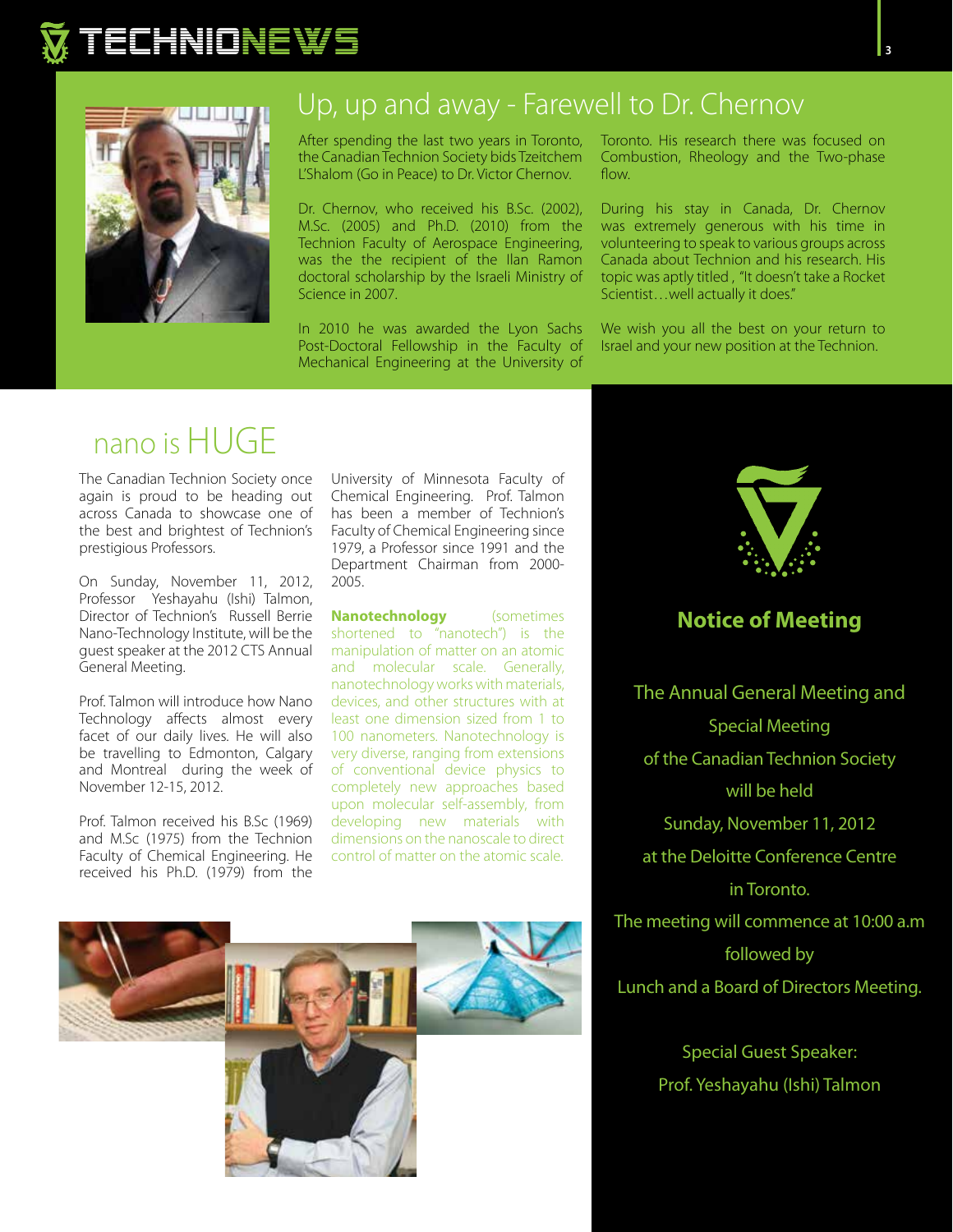## Up, up and away - Farewell to Dr. Chernov

After spending the last two years in Toronto, the Canadian Technion Society bids Tzeitchem L'Shalom (Go in Peace) to Dr. Victor Chernov.

Dr. Chernov, who received his B.Sc. (2002), M.Sc. (2005) and Ph.D. (2010) from the Technion Faculty of Aerospace Engineering, was the the recipient of the Ilan Ramon doctoral scholarship by the Israeli Ministry of Science in 2007.

In 2010 he was awarded the Lyon Sachs Post-Doctoral Fellowship in the Faculty of Mechanical Engineering at the University of Toronto. His research there was focused on Combustion, Rheology and the Two-phase flow.

During his stay in Canada, Dr. Chernov was extremely generous with his time in volunteering to speak to various groups across Canada about Technion and his research. His topic was aptly titled , "It doesn't take a Rocket Scientist…well actually it does."

We wish you all the best on your return to Israel and your new position at the Technion.

## nano is HUGE

The Canadian Technion Society once again is proud to be heading out across Canada to showcase one of the best and brightest of Technion's prestigious Professors.

On Sunday, November 11, 2012, Professor Yeshayahu (Ishi) Talmon, Director of Technion's Russell Berrie Nano-Technology Institute, will be the guest speaker at the 2012 CTS Annual General Meeting.

Prof. Talmon will introduce how Nano Technology affects almost every facet of our daily lives. He will also be travelling to Edmonton, Calgary and Montreal during the week of November 12-15, 2012.

Prof. Talmon received his B.Sc (1969) and M.Sc (1975) from the Technion Faculty of Chemical Engineering. He received his Ph.D. (1979) from the University of Minnesota Faculty of Chemical Engineering. Prof. Talmon has been a member of Technion's Faculty of Chemical Engineering since 1979, a Professor since 1991 and the Department Chairman from 2000-2005.

**Nanotechnology** (sometimes shortened to "nanotech") is the manipulation of matter on an atomic and molecular scale. Generally, nanotechnology works with materials, devices, and other structures with at least one dimension sized from 1 to 100 nanometers. Nanotechnology is very diverse, ranging from extensions of conventional device physics to completely new approaches based upon molecular self-assembly, from developing new materials with dimensions on the nanoscale to direct control of matter on the atomic scale.

## Notice of Meeting

The Annual General Meeting and Special Meeting of the Canadian Technion Society will be held Sunday, November 11, 2012 at the Deloitte Conference Centre in Toronto.

The meeting will commence at 10:00 a.m followed by Lunch and a Board of Directors Meeting.

Special Guest Speaker:
Prof. Yeshayahu (Ishi) Talmon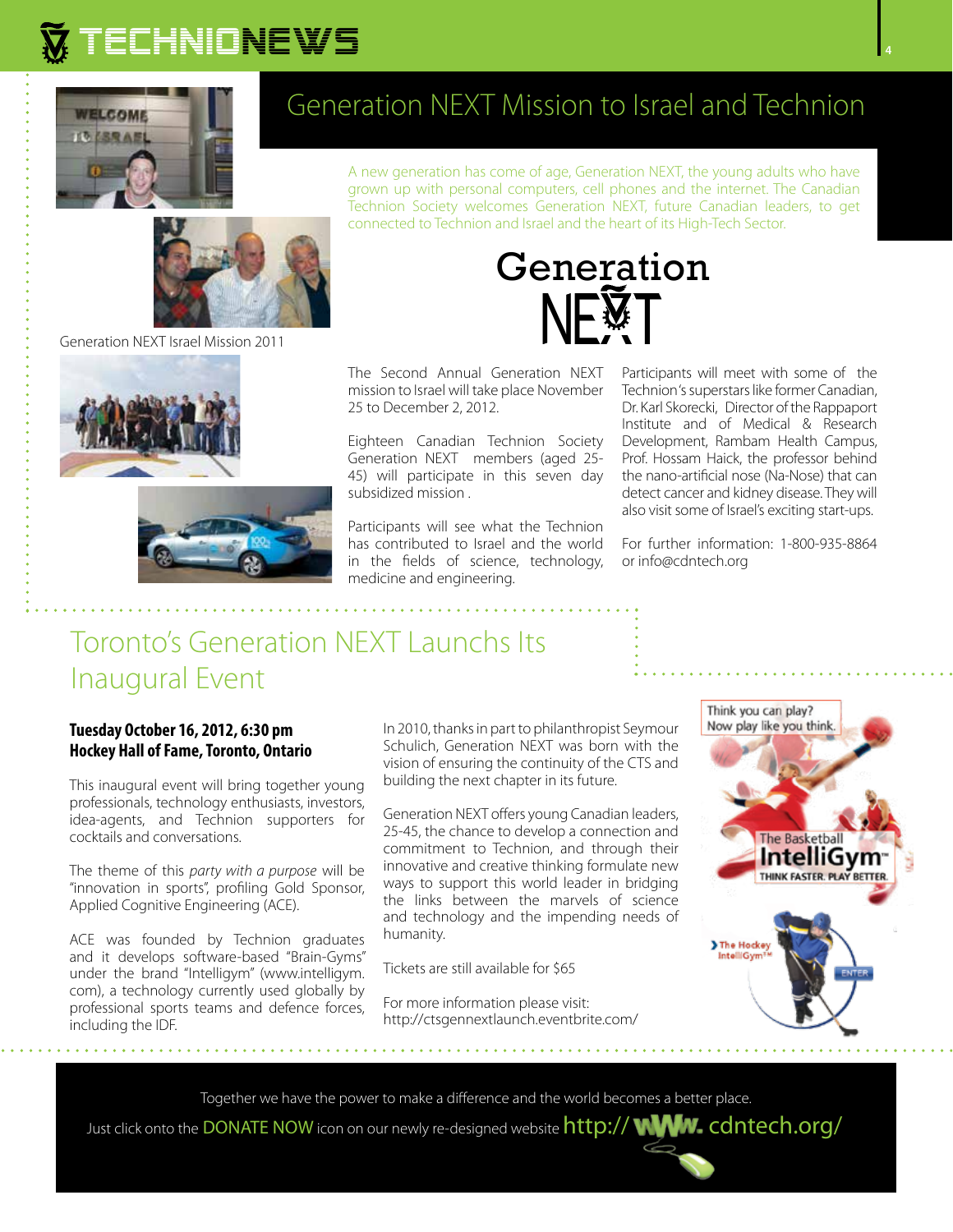# Generation NEXT Mission to Israel and Technion

A new generation has come of age, Generation NEXT, the young adults who have grown up with personal computers, cell phones and the internet. The Canadian Technion Society welcomes Generation NEXT, future Canadian leaders, to get connected to Technion and Israel and the heart of its High-Tech Sector.

Generation NEXT Israel Mission 2011

The Second Annual Generation NEXT mission to Israel will take place November 25 to December 2, 2012.

Eighteen Canadian Technion Society Generation NEXT members (aged 25-45) will participate in this seven day subsidized mission .

Participants will see what the Technion has contributed to Israel and the world in the fields of science, technology, medicine and engineering.

Participants will meet with some of the Technion's superstars like former Canadian, Dr. Karl Skorecki, Director of the Rappaport Institute and of Medical & Research Development, Rambam Health Campus, Prof. Hossam Haick, the professor behind the nano-artificial nose (Na-Nose) that can detect cancer and kidney disease. They will also visit some of Israel's exciting start-ups.

For further information: 1-800-935-8864 or info@cdntech.org

# Toronto's Generation NEXT Launchs Its Inaugural Event

**Tuesday October 16, 2012, 6:30 pm**
**Hockey Hall of Fame, Toronto, Ontario**

This inaugural event will bring together young professionals, technology enthusiasts, investors, idea-agents, and Technion supporters for cocktails and conversations.

The theme of this *party with a purpose* will be "innovation in sports", profiling Gold Sponsor, Applied Cognitive Engineering (ACE).

ACE was founded by Technion graduates and it develops software-based "Brain-Gyms" under the brand "Intelligym" (www.intelligym.com), a technology currently used globally by professional sports teams and defence forces, including the IDF.

In 2010, thanks in part to philanthropist Seymour Schulich, Generation NEXT was born with the vision of ensuring the continuity of the CTS and building the next chapter in its future.

Generation NEXT offers young Canadian leaders, 25-45, the chance to develop a connection and commitment to Technion, and through their innovative and creative thinking formulate new ways to support this world leader in bridging the links between the marvels of science and technology and the impending needs of humanity.

Tickets are still available for $65

For more information please visit:
http://ctsgennextlaunch.eventbrite.com/

Together we have the power to make a difference and the world becomes a better place.

Just click onto the DONATE NOW icon on our newly re-designed website http://www.cdntech.org/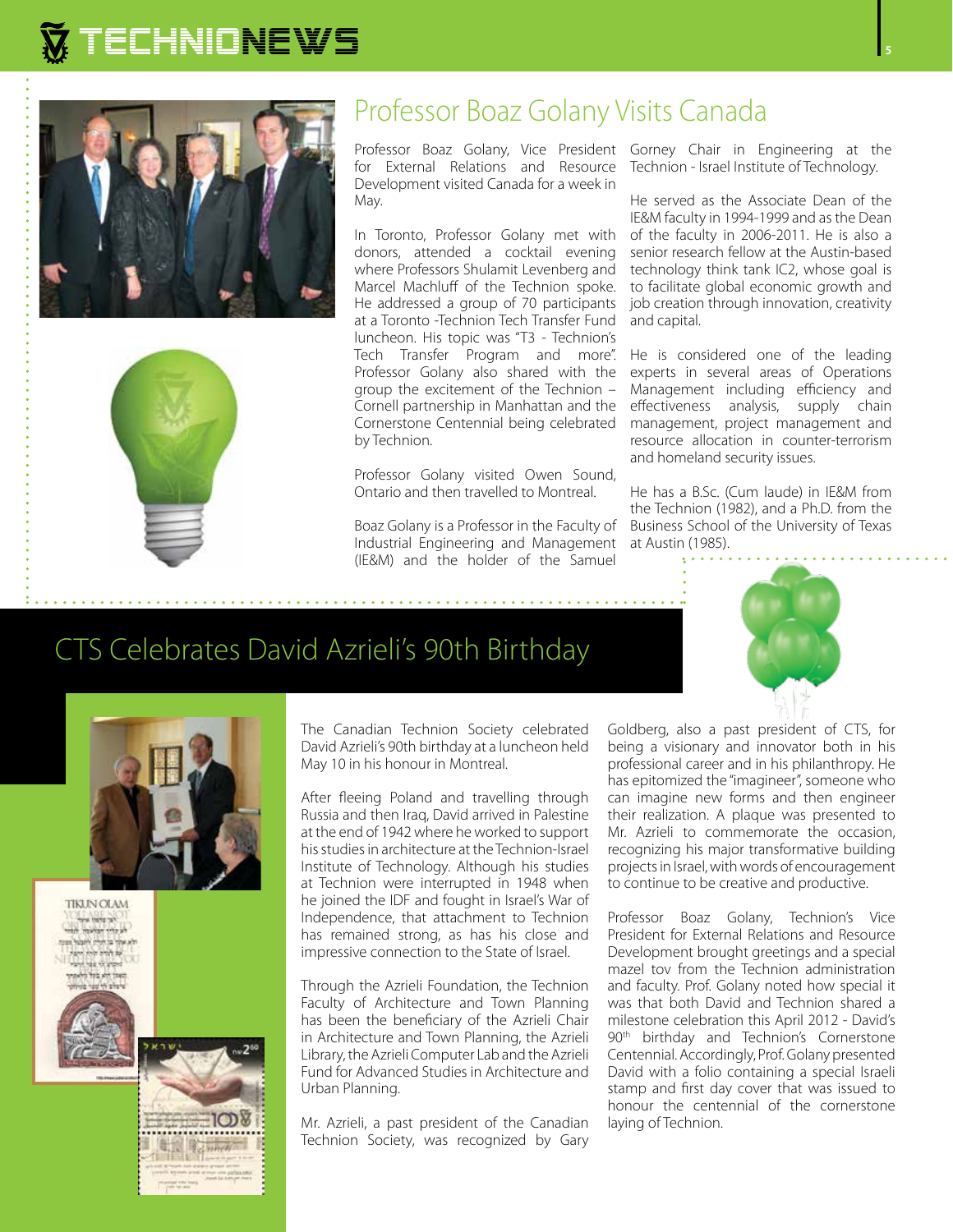# Professor Boaz Golany Visits Canada

Professor Boaz Golany, Vice President for External Relations and Resource Development visited Canada for a week in May.

In Toronto, Professor Golany met with donors, attended a cocktail evening where Professors Shulamit Levenberg and Marcel Machluff of the Technion spoke. He addressed a group of 70 participants at a Toronto -Technion Tech Transfer Fund luncheon. His topic was "T3 - Technion's Tech Transfer Program and more". Professor Golany also shared with the group the excitement of the Technion – Cornell partnership in Manhattan and the Cornerstone Centennial being celebrated by Technion.

Professor Golany visited Owen Sound, Ontario and then travelled to Montreal.

Boaz Golany is a Professor in the Faculty of Industrial Engineering and Management (IE&M) and the holder of the Samuel Gorney Chair in Engineering at the Technion - Israel Institute of Technology.

He served as the Associate Dean of the IE&M faculty in 1994-1999 and as the Dean of the faculty in 2006-2011. He is also a senior research fellow at the Austin-based technology think tank IC2, whose goal is to facilitate global economic growth and job creation through innovation, creativity and capital.

He is considered one of the leading experts in several areas of Operations Management including efficiency and effectiveness analysis, supply chain management, project management and resource allocation in counter-terrorism and homeland security issues.

He has a B.Sc. (Cum laude) in IE&M from the Technion (1982), and a Ph.D. from the Business School of the University of Texas at Austin (1985).

# CTS Celebrates David Azrieli's 90th Birthday

The Canadian Technion Society celebrated David Azrieli's 90th birthday at a luncheon held May 10 in his honour in Montreal.

After fleeing Poland and travelling through Russia and then Iraq, David arrived in Palestine at the end of 1942 where he worked to support his studies in architecture at the Technion-Israel Institute of Technology. Although his studies at Technion were interrupted in 1948 when he joined the IDF and fought in Israel's War of Independence, that attachment to Technion has remained strong, as has his close and impressive connection to the State of Israel.

Through the Azrieli Foundation, the Technion Faculty of Architecture and Town Planning has been the beneficiary of the Azrieli Chair in Architecture and Town Planning, the Azrieli Library, the Azrieli Computer Lab and the Azrieli Fund for Advanced Studies in Architecture and Urban Planning.

Mr. Azrieli, a past president of the Canadian Technion Society, was recognized by Gary Goldberg, also a past president of CTS, for being a visionary and innovator both in his professional career and in his philanthropy. He has epitomized the "imagineer", someone who can imagine new forms and then engineer their realization. A plaque was presented to Mr. Azrieli to commemorate the occasion, recognizing his major transformative building projects in Israel, with words of encouragement to continue to be creative and productive.

Professor Boaz Golany, Technion's Vice President for External Relations and Resource Development brought greetings and a special mazel tov from the Technion administration and faculty. Prof. Golany noted how special it was that both David and Technion shared a milestone celebration this April 2012 - David's 90th birthday and Technion's Cornerstone Centennial. Accordingly, Prof. Golany presented David with a folio containing a special Israeli stamp and first day cover that was issued to honour the centennial of the cornerstone laying of Technion.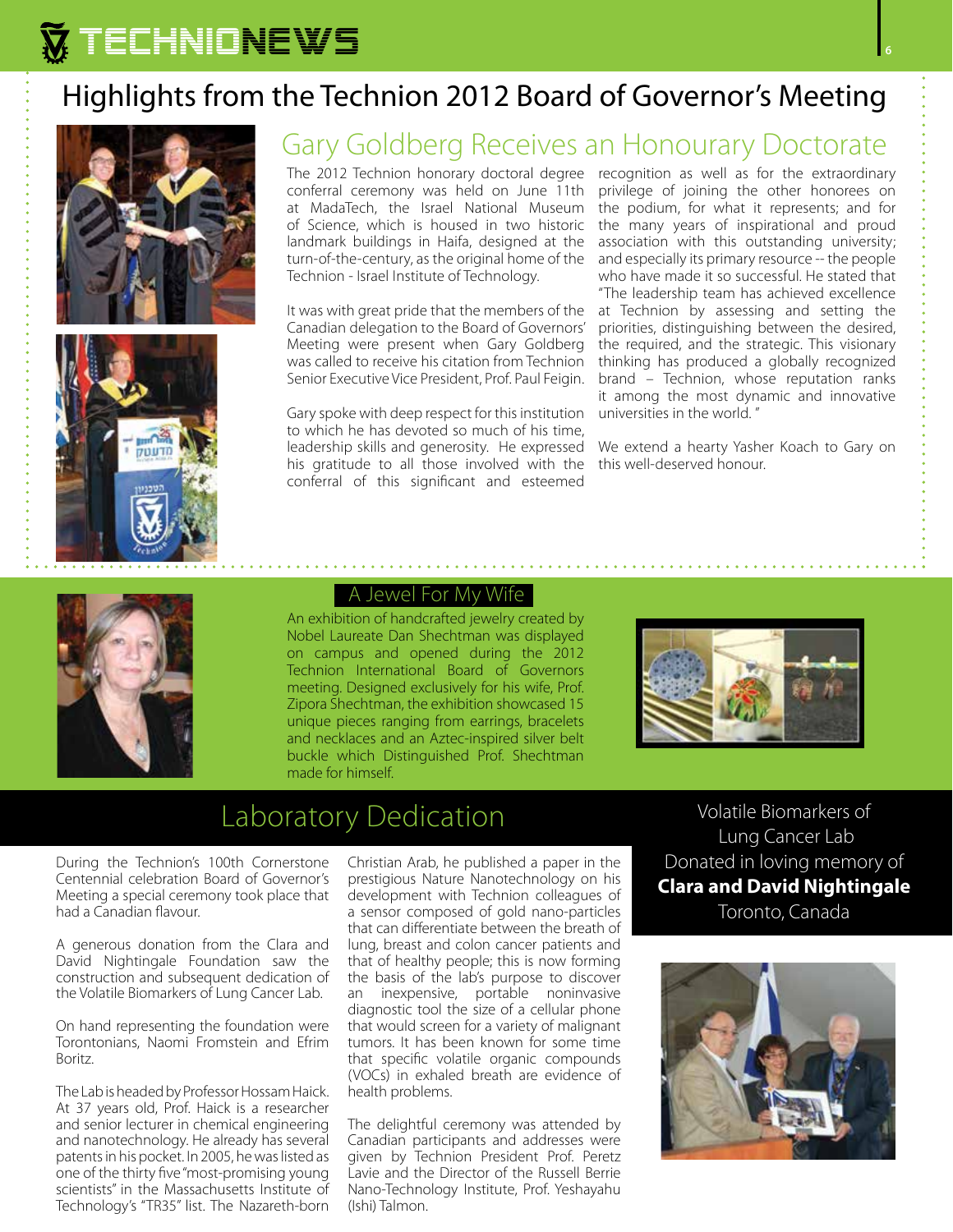# Highlights from the Technion 2012 Board of Governor's Meeting

## Gary Goldberg Receives an Honourary Doctorate

The 2012 Technion honorary doctoral degree conferral ceremony was held on June 11th at MadaTech, the Israel National Museum of Science, which is housed in two historic landmark buildings in Haifa, designed at the turn-of-the-century, as the original home of the Technion - Israel Institute of Technology.

It was with great pride that the members of the Canadian delegation to the Board of Governors' Meeting were present when Gary Goldberg was called to receive his citation from Technion Senior Executive Vice President, Prof. Paul Feigin.

Gary spoke with deep respect for this institution to which he has devoted so much of his time, leadership skills and generosity. He expressed his gratitude to all those involved with the conferral of this significant and esteemed recognition as well as for the extraordinary privilege of joining the other honorees on the podium, for what it represents; and for the many years of inspirational and proud association with this outstanding university; and especially its primary resource -- the people who have made it so successful. He stated that "The leadership team has achieved excellence at Technion by assessing and setting the priorities, distinguishing between the desired, the required, and the strategic. This visionary thinking has produced a globally recognized brand – Technion, whose reputation ranks it among the most dynamic and innovative universities in the world. "

We extend a hearty Yasher Koach to Gary on this well-deserved honour.

## A Jewel For My Wife

An exhibition of handcrafted jewelry created by Nobel Laureate Dan Shechtman was displayed on campus and opened during the 2012 Technion International Board of Governors meeting. Designed exclusively for his wife, Prof. Zipora Shechtman, the exhibition showcased 15 unique pieces ranging from earrings, bracelets and necklaces and an Aztec-inspired silver belt buckle which Distinguished Prof. Shechtman made for himself.

## Laboratory Dedication

During the Technion's 100th Cornerstone Centennial celebration Board of Governor's Meeting a special ceremony took place that had a Canadian flavour.

A generous donation from the Clara and David Nightingale Foundation saw the construction and subsequent dedication of the Volatile Biomarkers of Lung Cancer Lab.

On hand representing the foundation were Torontonians, Naomi Fromstein and Efrim Boritz.

The Lab is headed by Professor Hossam Haick. At 37 years old, Prof. Haick is a researcher and senior lecturer in chemical engineering and nanotechnology. He already has several patents in his pocket. In 2005, he was listed as one of the thirty five "most-promising young scientists" in the Massachusetts Institute of Technology's "TR35" list. The Nazareth-born Christian Arab, he published a paper in the prestigious Nature Nanotechnology on his development with Technion colleagues of a sensor composed of gold nano-particles that can differentiate between the breath of lung, breast and colon cancer patients and that of healthy people; this is now forming the basis of the lab's purpose to discover an inexpensive, portable noninvasive diagnostic tool the size of a cellular phone that would screen for a variety of malignant tumors. It has been known for some time that specific volatile organic compounds (VOCs) in exhaled breath are evidence of health problems.

The delightful ceremony was attended by Canadian participants and addresses were given by Technion President Prof. Peretz Lavie and the Director of the Russell Berrie Nano-Technology Institute, Prof. Yeshayahu (Ishi) Talmon.

Volatile Biomarkers of Lung Cancer Lab
Donated in loving memory of
**Clara and David Nightingale**
Toronto, Canada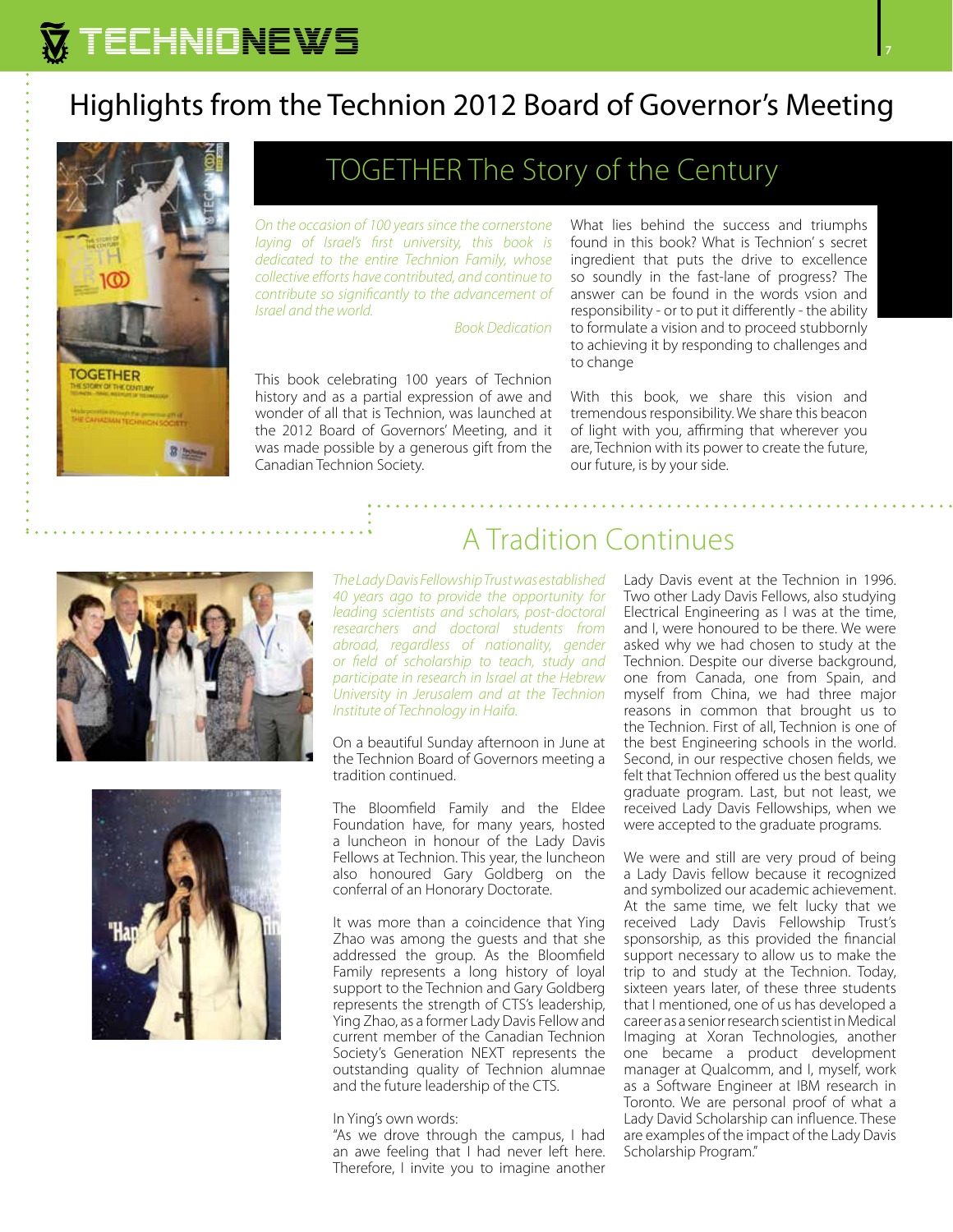# Highlights from the Technion 2012 Board of Governor's Meeting

## TOGETHER The Story of the Century

*On the occasion of 100 years since the cornerstone laying of Israel's first university, this book is dedicated to the entire Technion Family, whose collective efforts have contributed, and continue to contribute so significantly to the advancement of Israel and the world.*

*Book Dedication*

This book celebrating 100 years of Technion history and as a partial expression of awe and wonder of all that is Technion, was launched at the 2012 Board of Governors' Meeting, and it was made possible by a generous gift from the Canadian Technion Society.

What lies behind the success and triumphs found in this book? What is Technion' s secret ingredient that puts the drive to excellence so soundly in the fast-lane of progress? The answer can be found in the words vsion and responsibility - or to put it differently - the ability to formulate a vision and to proceed stubbornly to achieving it by responding to challenges and to change

With this book, we share this vision and tremendous responsibility. We share this beacon of light with you, affirming that wherever you are, Technion with its power to create the future, our future, is by your side.

## A Tradition Continues

*The Lady Davis Fellowship Trust was established 40 years ago to provide the opportunity for leading scientists and scholars, post-doctoral researchers and doctoral students from abroad, regardless of nationality, gender or field of scholarship to teach, study and participate in research in Israel at the Hebrew University in Jerusalem and at the Technion Institute of Technology in Haifa.*

On a beautiful Sunday afternoon in June at the Technion Board of Governors meeting a tradition continued.

The Bloomfield Family and the Eldee Foundation have, for many years, hosted a luncheon in honour of the Lady Davis Fellows at Technion. This year, the luncheon also honoured Gary Goldberg on the conferral of an Honorary Doctorate.

It was more than a coincidence that Ying Zhao was among the guests and that she addressed the group. As the Bloomfield Family represents a long history of loyal support to the Technion and Gary Goldberg represents the strength of CTS's leadership, Ying Zhao, as a former Lady Davis Fellow and current member of the Canadian Technion Society's Generation NEXT represents the outstanding quality of Technion alumnae and the future leadership of the CTS.

In Ying's own words:
"As we drove through the campus, I had an awe feeling that I had never left here. Therefore, I invite you to imagine another Lady Davis event at the Technion in 1996. Two other Lady Davis Fellows, also studying Electrical Engineering as I was at the time, and I, were honoured to be there. We were asked why we had chosen to study at the Technion. Despite our diverse background, one from Canada, one from Spain, and myself from China, we had three major reasons in common that brought us to the Technion. First of all, Technion is one of the best Engineering schools in the world. Second, in our respective chosen fields, we felt that Technion offered us the best quality graduate program. Last, but not least, we received Lady Davis Fellowships, when we were accepted to the graduate programs.

We were and still are very proud of being a Lady Davis fellow because it recognized and symbolized our academic achievement. At the same time, we felt lucky that we received Lady Davis Fellowship Trust's sponsorship, as this provided the financial support necessary to allow us to make the trip to and study at the Technion. Today, sixteen years later, of these three students that I mentioned, one of us has developed a career as a senior research scientist in Medical Imaging at Xoran Technologies, another one became a product development manager at Qualcomm, and I, myself, work as a Software Engineer at IBM research in Toronto. We are personal proof of what a Lady David Scholarship can influence. These are examples of the impact of the Lady Davis Scholarship Program."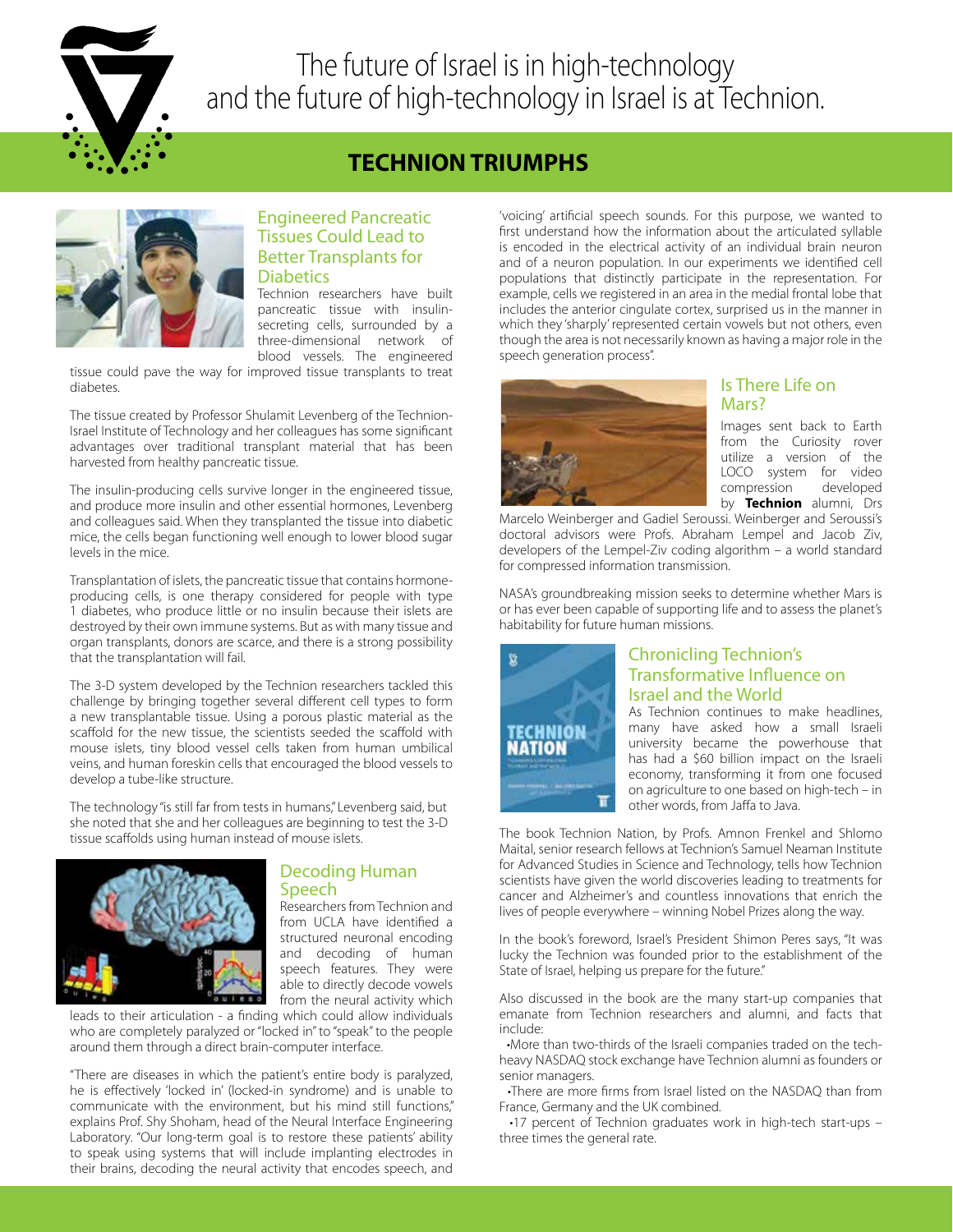The future of Israel is in high-technology and the future of high-technology in Israel is at Technion.

# TECHNION TRIUMPHS

## Engineered Pancreatic Tissues Could Lead to Better Transplants for Diabetics

Technion researchers have built pancreatic tissue with insulin-secreting cells, surrounded by a three-dimensional network of blood vessels. The engineered tissue could pave the way for improved tissue transplants to treat diabetes.

The tissue created by Professor Shulamit Levenberg of the Technion-Israel Institute of Technology and her colleagues has some significant advantages over traditional transplant material that has been harvested from healthy pancreatic tissue.

The insulin-producing cells survive longer in the engineered tissue, and produce more insulin and other essential hormones, Levenberg and colleagues said. When they transplanted the tissue into diabetic mice, the cells began functioning well enough to lower blood sugar levels in the mice.

Transplantation of islets, the pancreatic tissue that contains hormone-producing cells, is one therapy considered for people with type 1 diabetes, who produce little or no insulin because their islets are destroyed by their own immune systems. But as with many tissue and organ transplants, donors are scarce, and there is a strong possibility that the transplantation will fail.

The 3-D system developed by the Technion researchers tackled this challenge by bringing together several different cell types to form a new transplantable tissue. Using a porous plastic material as the scaffold for the new tissue, the scientists seeded the scaffold with mouse islets, tiny blood vessel cells taken from human umbilical veins, and human foreskin cells that encouraged the blood vessels to develop a tube-like structure.

The technology "is still far from tests in humans," Levenberg said, but she noted that she and her colleagues are beginning to test the 3-D tissue scaffolds using human instead of mouse islets.

## Decoding Human Speech

Researchers from Technion and from UCLA have identified a structured neuronal encoding and decoding of human speech features. They were able to directly decode vowels from the neural activity which leads to their articulation - a finding which could allow individuals who are completely paralyzed or "locked in" to "speak" to the people around them through a direct brain-computer interface.

"There are diseases in which the patient's entire body is paralyzed, he is effectively 'locked in' (locked-in syndrome) and is unable to communicate with the environment, but his mind still functions," explains Prof. Shy Shoham, head of the Neural Interface Engineering Laboratory. "Our long-term goal is to restore these patients' ability to speak using systems that will include implanting electrodes in their brains, decoding the neural activity that encodes speech, and 'voicing' artificial speech sounds. For this purpose, we wanted to first understand how the information about the articulated syllable is encoded in the electrical activity of an individual brain neuron and of a neuron population. In our experiments we identified cell populations that distinctly participate in the representation. For example, cells we registered in an area in the medial frontal lobe that includes the anterior cingulate cortex, surprised us in the manner in which they 'sharply' represented certain vowels but not others, even though the area is not necessarily known as having a major role in the speech generation process".

## Is There Life on Mars?

Images sent back to Earth from the Curiosity rover utilize a version of the LOCO system for video compression developed by **Technion** alumni, Drs Marcelo Weinberger and Gadiel Seroussi. Weinberger and Seroussi's doctoral advisors were Profs. Abraham Lempel and Jacob Ziv, developers of the Lempel-Ziv coding algorithm – a world standard for compressed information transmission.

NASA's groundbreaking mission seeks to determine whether Mars is or has ever been capable of supporting life and to assess the planet's habitability for future human missions.

## Chronicling Technion's Transformative Influence on Israel and the World

As Technion continues to make headlines, many have asked how a small Israeli university became the powerhouse that has had a $60 billion impact on the Israeli economy, transforming it from one focused on agriculture to one based on high-tech – in other words, from Jaffa to Java.

The book Technion Nation, by Profs. Amnon Frenkel and Shlomo Maital, senior research fellows at Technion's Samuel Neaman Institute for Advanced Studies in Science and Technology, tells how Technion scientists have given the world discoveries leading to treatments for cancer and Alzheimer's and countless innovations that enrich the lives of people everywhere – winning Nobel Prizes along the way.

In the book's foreword, Israel's President Shimon Peres says, "It was lucky the Technion was founded prior to the establishment of the State of Israel, helping us prepare for the future."

Also discussed in the book are the many start-up companies that emanate from Technion researchers and alumni, and facts that include:

- More than two-thirds of the Israeli companies traded on the tech-heavy NASDAQ stock exchange have Technion alumni as founders or senior managers.
- There are more firms from Israel listed on the NASDAQ than from France, Germany and the UK combined.
- 17 percent of Technion graduates work in high-tech start-ups – three times the general rate.